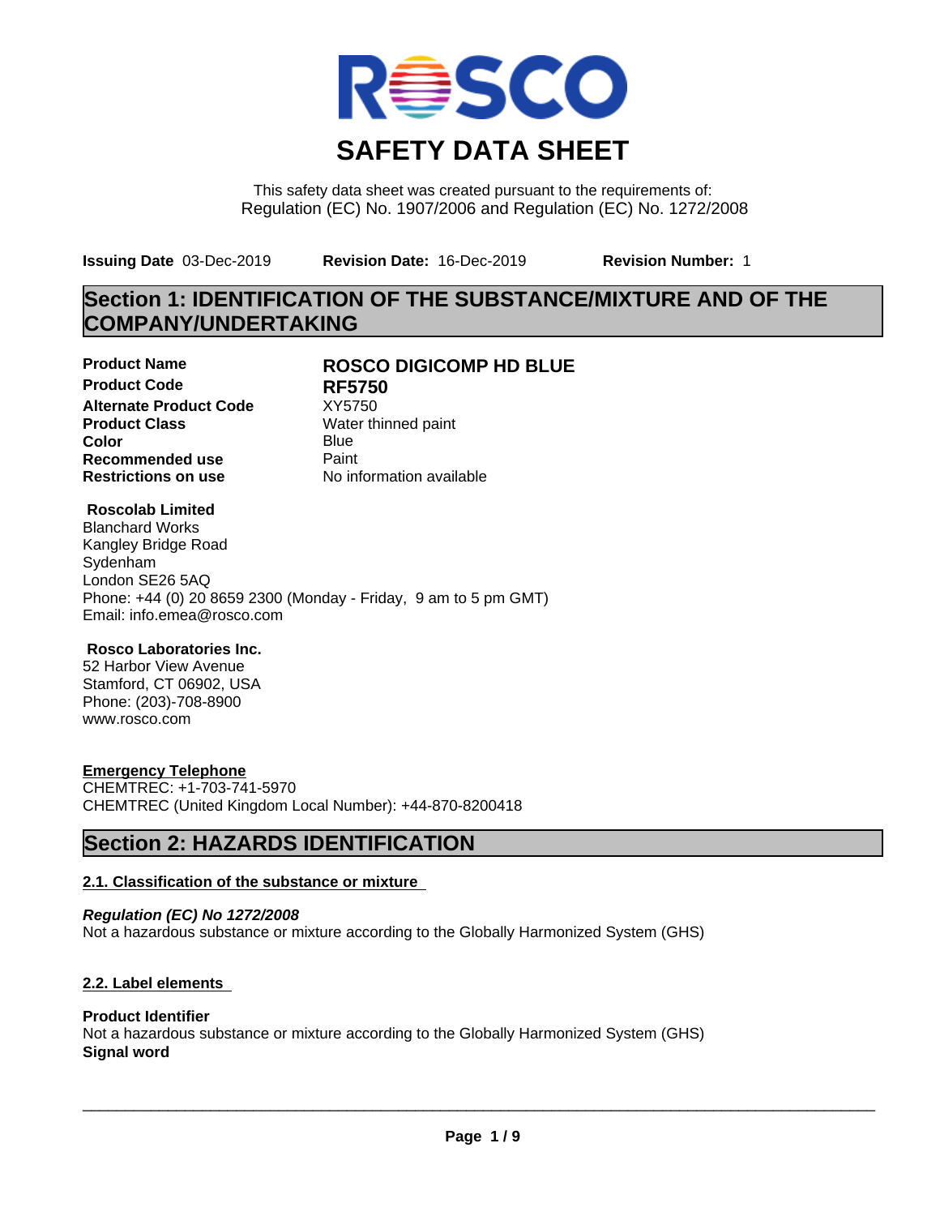# SAFETY DATA SHEET

This safety data sheet was created pursuant to the requirements of:
Regulation (EC) No. 1907/2006 and Regulation (EC) No. 1272/2008

**Issuing Date** 03-Dec-2019 **Revision Date:** 16-Dec-2019 **Revision Number:** 1

## Section 1: IDENTIFICATION OF THE SUBSTANCE/MIXTURE AND OF THE COMPANY/UNDERTAKING

| | |
|---|---|
| **Product Name** | **ROSCO DIGICOMP HD BLUE** |
| **Product Code** | **RF5750** |
| **Alternate Product Code** | XY5750 |
| **Product Class** | Water thinned paint |
| **Color** | Blue |
| **Recommended use** | Paint |
| **Restrictions on use** | No information available |

**Roscolab Limited**
Blanchard Works
Kangley Bridge Road
Sydenham
London SE26 5AQ
Phone: +44 (0) 20 8659 2300 (Monday - Friday, 9 am to 5 pm GMT)
Email: info.emea@rosco.com

**Rosco Laboratories Inc.**
52 Harbor View Avenue
Stamford, CT 06902, USA
Phone: (203)-708-8900
www.rosco.com

**Emergency Telephone**
CHEMTREC: +1-703-741-5970
CHEMTREC (United Kingdom Local Number): +44-870-8200418

## Section 2: HAZARDS IDENTIFICATION

### 2.1. Classification of the substance or mixture

***Regulation (EC) No 1272/2008***
Not a hazardous substance or mixture according to the Globally Harmonized System (GHS)

### 2.2. Label elements

**Product Identifier**
Not a hazardous substance or mixture according to the Globally Harmonized System (GHS)
**Signal word**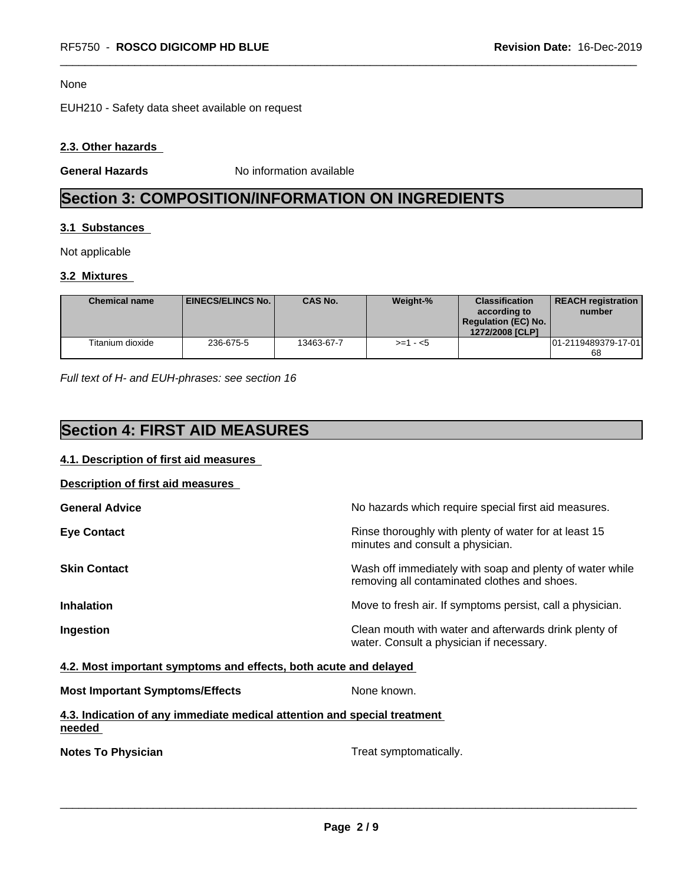None

EUH210 - Safety data sheet available on request

### 2.3. Other hazards

**General Hazards** No information available

# Section 3: COMPOSITION/INFORMATION ON INGREDIENTS

### 3.1 Substances

Not applicable

### 3.2 Mixtures

| Chemical name | EINECS/ELINCS No. | CAS No. | Weight-% | Classification according to Regulation (EC) No. 1272/2008 [CLP] | REACH registration number |
|---|---|---|---|---|---|
| Titanium dioxide | 236-675-5 | 13463-67-7 | >=1 - <5 | | 01-2119489379-17-0168 |

*Full text of H- and EUH-phrases: see section 16*

# Section 4: FIRST AID MEASURES

### 4.1. Description of first aid measures

**Description of first aid measures**

**General Advice** No hazards which require special first aid measures.

**Eye Contact** Rinse thoroughly with plenty of water for at least 15 minutes and consult a physician.

**Skin Contact** Wash off immediately with soap and plenty of water while removing all contaminated clothes and shoes.

**Inhalation** Move to fresh air. If symptoms persist, call a physician.

**Ingestion** Clean mouth with water and afterwards drink plenty of water. Consult a physician if necessary.

### 4.2. Most important symptoms and effects, both acute and delayed

**Most Important Symptoms/Effects** None known.

### 4.3. Indication of any immediate medical attention and special treatment needed

**Notes To Physician** Treat symptomatically.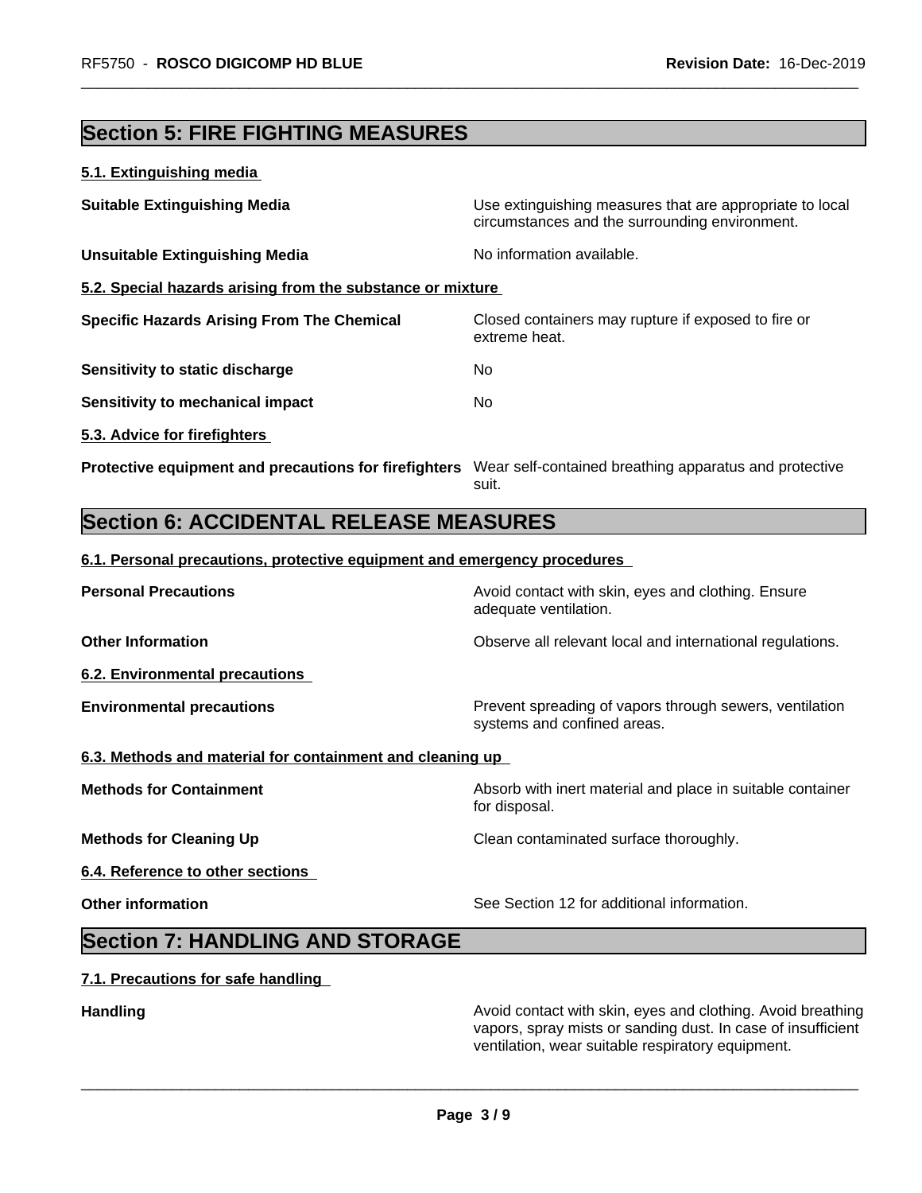## Section 5: FIRE FIGHTING MEASURES

### 5.1. Extinguishing media

**Suitable Extinguishing Media** — Use extinguishing measures that are appropriate to local circumstances and the surrounding environment.

**Unsuitable Extinguishing Media** — No information available.

### 5.2. Special hazards arising from the substance or mixture

**Specific Hazards Arising From The Chemical** — Closed containers may rupture if exposed to fire or extreme heat.

**Sensitivity to static discharge** — No

**Sensitivity to mechanical impact** — No

### 5.3. Advice for firefighters

**Protective equipment and precautions for firefighters** — Wear self-contained breathing apparatus and protective suit.

## Section 6: ACCIDENTAL RELEASE MEASURES

### 6.1. Personal precautions, protective equipment and emergency procedures

**Personal Precautions** — Avoid contact with skin, eyes and clothing. Ensure adequate ventilation.

**Other Information** — Observe all relevant local and international regulations.

### 6.2. Environmental precautions

**Environmental precautions** — Prevent spreading of vapors through sewers, ventilation systems and confined areas.

### 6.3. Methods and material for containment and cleaning up

**Methods for Containment** — Absorb with inert material and place in suitable container for disposal.

**Methods for Cleaning Up** — Clean contaminated surface thoroughly.

### 6.4. Reference to other sections

**Other information** — See Section 12 for additional information.

## Section 7: HANDLING AND STORAGE

### 7.1. Precautions for safe handling

**Handling** — Avoid contact with skin, eyes and clothing. Avoid breathing vapors, spray mists or sanding dust. In case of insufficient ventilation, wear suitable respiratory equipment.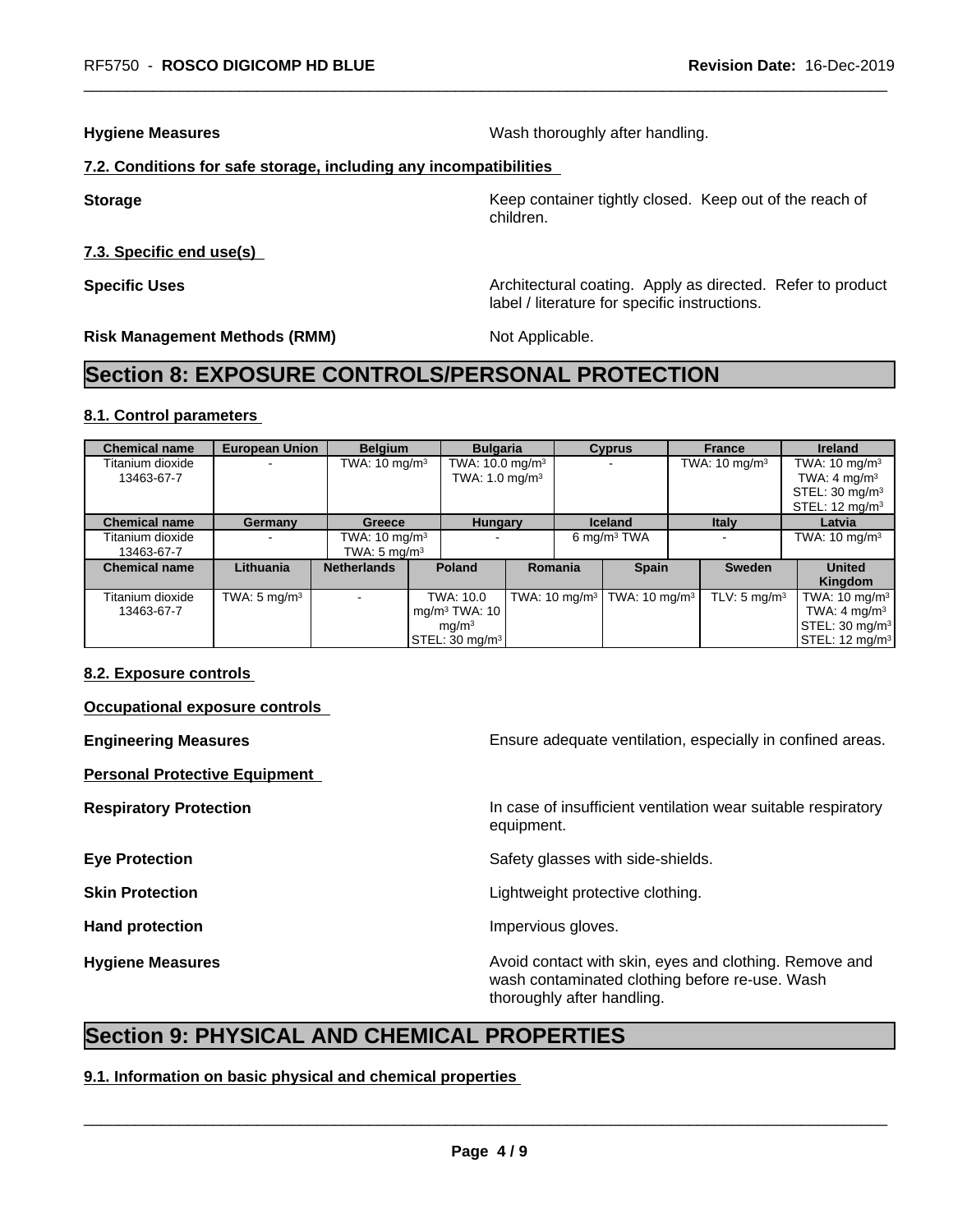**Hygiene Measures** Wash thoroughly after handling.

**7.2. Conditions for safe storage, including any incompatibilities**

**Storage** Keep container tightly closed. Keep out of the reach of children.

**7.3. Specific end use(s)**

**Specific Uses** Architectural coating. Apply as directed. Refer to product label / literature for specific instructions.

**Risk Management Methods (RMM)** Not Applicable.

# Section 8: EXPOSURE CONTROLS/PERSONAL PROTECTION

**8.1. Control parameters**

| Chemical name | European Union | Belgium | Bulgaria | Cyprus | France | Ireland |
|---|---|---|---|---|---|---|
| Titanium dioxide 13463-67-7 | - | TWA: 10 mg/m³ | TWA: 10.0 mg/m³ TWA: 1.0 mg/m³ | - | TWA: 10 mg/m³ | TWA: 10 mg/m³ TWA: 4 mg/m³ STEL: 30 mg/m³ STEL: 12 mg/m³ |

| Chemical name | Germany | Greece | Hungary | Iceland | Italy | Latvia |
|---|---|---|---|---|---|---|
| Titanium dioxide 13463-67-7 | - | TWA: 10 mg/m³ TWA: 5 mg/m³ | - | 6 mg/m³ TWA | - | TWA: 10 mg/m³ |

| Chemical name | Lithuania | Netherlands | Poland | Romania | Spain | Sweden | United Kingdom |
|---|---|---|---|---|---|---|---|
| Titanium dioxide 13463-67-7 | TWA: 5 mg/m³ | - | TWA: 10.0 mg/m³ TWA: 10 mg/m³ STEL: 30 mg/m³ | TWA: 10 mg/m³ | TWA: 10 mg/m³ | TLV: 5 mg/m³ | TWA: 10 mg/m³ TWA: 4 mg/m³ STEL: 30 mg/m³ STEL: 12 mg/m³ |

**8.2. Exposure controls**

**Occupational exposure controls**

**Engineering Measures** Ensure adequate ventilation, especially in confined areas.

**Personal Protective Equipment**

**Respiratory Protection** In case of insufficient ventilation wear suitable respiratory equipment.

**Eye Protection** Safety glasses with side-shields.

**Skin Protection** Lightweight protective clothing.

**Hand protection** Impervious gloves.

**Hygiene Measures** Avoid contact with skin, eyes and clothing. Remove and wash contaminated clothing before re-use. Wash thoroughly after handling.

# Section 9: PHYSICAL AND CHEMICAL PROPERTIES

**9.1. Information on basic physical and chemical properties**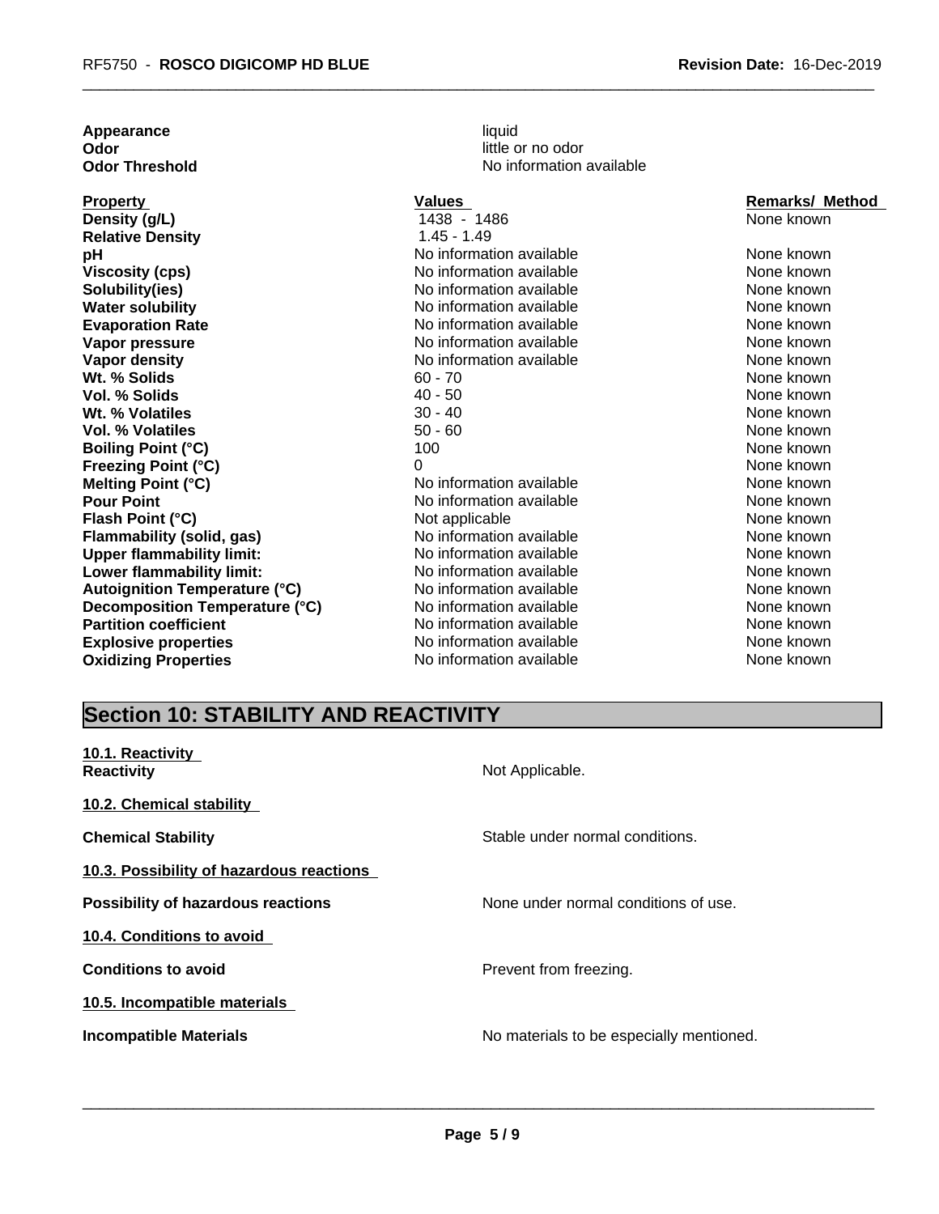| | | |
|---|---|---|
| **Appearance** | liquid | |
| **Odor** | little or no odor | |
| **Odor Threshold** | No information available | |

| Property | Values | Remarks/ Method |
|---|---|---|
| **Density (g/L)** | 1438 - 1486 | None known |
| **Relative Density** | 1.45 - 1.49 | |
| **pH** | No information available | None known |
| **Viscosity (cps)** | No information available | None known |
| **Solubility(ies)** | No information available | None known |
| **Water solubility** | No information available | None known |
| **Evaporation Rate** | No information available | None known |
| **Vapor pressure** | No information available | None known |
| **Vapor density** | No information available | None known |
| **Wt. % Solids** | 60 - 70 | None known |
| **Vol. % Solids** | 40 - 50 | None known |
| **Wt. % Volatiles** | 30 - 40 | None known |
| **Vol. % Volatiles** | 50 - 60 | None known |
| **Boiling Point (°C)** | 100 | None known |
| **Freezing Point (°C)** | 0 | None known |
| **Melting Point (°C)** | No information available | None known |
| **Pour Point** | No information available | None known |
| **Flash Point (°C)** | Not applicable | None known |
| **Flammability (solid, gas)** | No information available | None known |
| **Upper flammability limit:** | No information available | None known |
| **Lower flammability limit:** | No information available | None known |
| **Autoignition Temperature (°C)** | No information available | None known |
| **Decomposition Temperature (°C)** | No information available | None known |
| **Partition coefficient** | No information available | None known |
| **Explosive properties** | No information available | None known |
| **Oxidizing Properties** | No information available | None known |

# Section 10: STABILITY AND REACTIVITY

**10.1. Reactivity**

**Reactivity** Not Applicable.

**10.2. Chemical stability**

**Chemical Stability** Stable under normal conditions.

**10.3. Possibility of hazardous reactions**

**Possibility of hazardous reactions** None under normal conditions of use.

**10.4. Conditions to avoid**

**Conditions to avoid** Prevent from freezing.

**10.5. Incompatible materials**

**Incompatible Materials** No materials to be especially mentioned.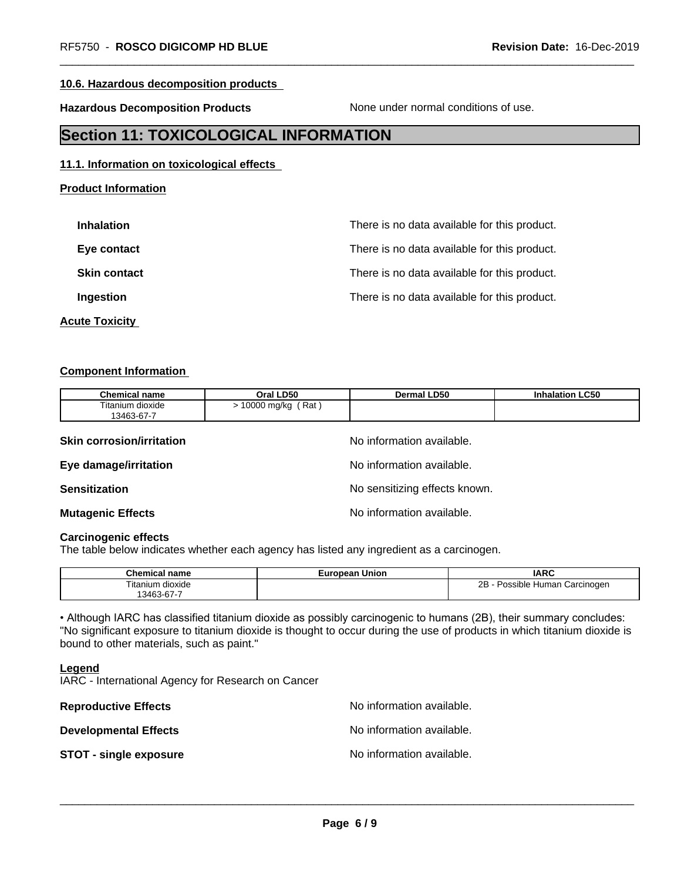#### 10.6. Hazardous decomposition products

**Hazardous Decomposition Products** None under normal conditions of use.

## Section 11: TOXICOLOGICAL INFORMATION

#### 11.1. Information on toxicological effects

**Product Information**

**Inhalation** There is no data available for this product.

**Eye contact** There is no data available for this product.

**Skin contact** There is no data available for this product.

**Ingestion** There is no data available for this product.

**Acute Toxicity**

**Component Information**

| Chemical name | Oral LD50 | Dermal LD50 | Inhalation LC50 |
|---|---|---|---|
| Titanium dioxide 13463-67-7 | > 10000 mg/kg ( Rat ) | | |

**Skin corrosion/irritation** No information available.

**Eye damage/irritation** No information available.

**Sensitization** No sensitizing effects known.

**Mutagenic Effects** No information available.

**Carcinogenic effects**
The table below indicates whether each agency has listed any ingredient as a carcinogen.

| Chemical name | European Union | IARC |
|---|---|---|
| Titanium dioxide 13463-67-7 | | 2B - Possible Human Carcinogen |

• Although IARC has classified titanium dioxide as possibly carcinogenic to humans (2B), their summary concludes: "No significant exposure to titanium dioxide is thought to occur during the use of products in which titanium dioxide is bound to other materials, such as paint."

**Legend**
IARC - International Agency for Research on Cancer

**Reproductive Effects** No information available.

**Developmental Effects** No information available.

**STOT - single exposure** No information available.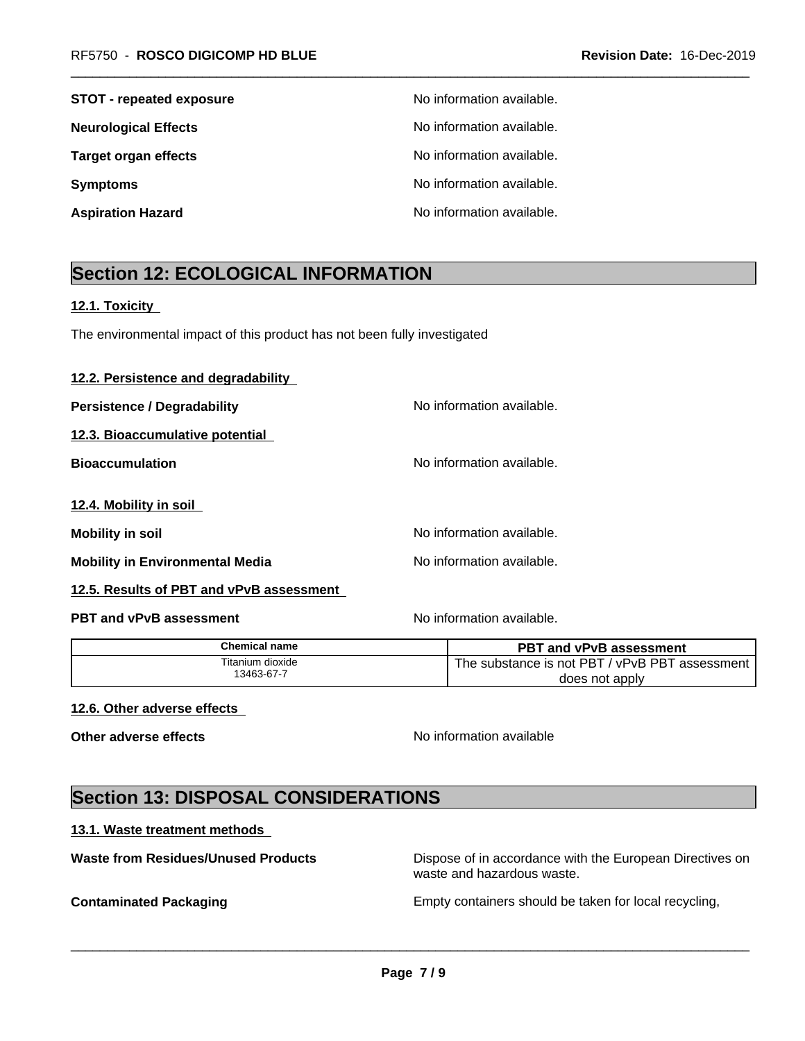**STOT - repeated exposure** No information available.

**Neurological Effects** No information available.

**Target organ effects** No information available.

**Symptoms** No information available.

**Aspiration Hazard** No information available.

## Section 12: ECOLOGICAL INFORMATION

### 12.1. Toxicity

The environmental impact of this product has not been fully investigated

### 12.2. Persistence and degradability

**Persistence / Degradability** No information available.

### 12.3. Bioaccumulative potential

**Bioaccumulation** No information available.

### 12.4. Mobility in soil

**Mobility in soil** No information available.

**Mobility in Environmental Media** No information available.

### 12.5. Results of PBT and vPvB assessment

**PBT and vPvB assessment** No information available.

| Chemical name | PBT and vPvB assessment |
|---|---|
| Titanium dioxide<br>13463-67-7 | The substance is not PBT / vPvB PBT assessment does not apply |

### 12.6. Other adverse effects

**Other adverse effects** No information available

## Section 13: DISPOSAL CONSIDERATIONS

### 13.1. Waste treatment methods

**Waste from Residues/Unused Products** Dispose of in accordance with the European Directives on waste and hazardous waste.

**Contaminated Packaging** Empty containers should be taken for local recycling,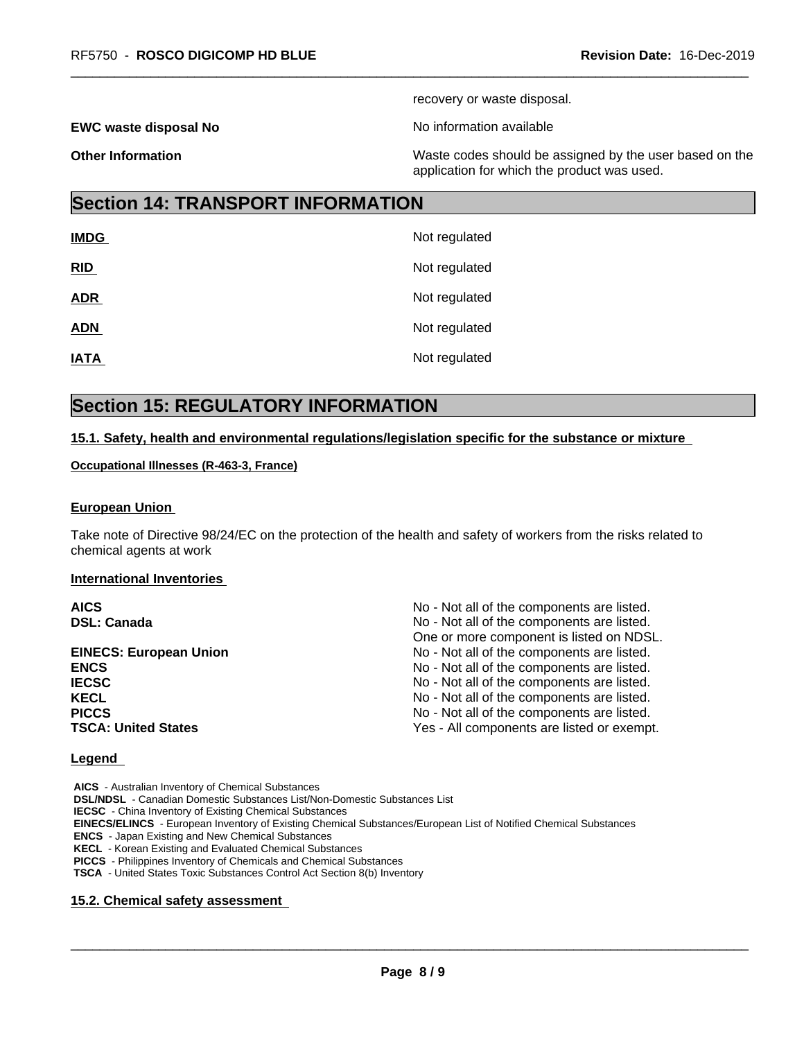| | |
|---|---|
| | recovery or waste disposal. |
| **EWC waste disposal No** | No information available |
| **Other Information** | Waste codes should be assigned by the user based on the application for which the product was used. |

## Section 14: TRANSPORT INFORMATION

| | |
|---|---|
| **IMDG** | Not regulated |
| **RID** | Not regulated |
| **ADR** | Not regulated |
| **ADN** | Not regulated |
| **IATA** | Not regulated |

## Section 15: REGULATORY INFORMATION

### 15.1. Safety, health and environmental regulations/legislation specific for the substance or mixture

**Occupational Illnesses (R-463-3, France)**

**European Union**

Take note of Directive 98/24/EC on the protection of the health and safety of workers from the risks related to chemical agents at work

**International Inventories**

| | |
|---|---|
| **AICS** | No - Not all of the components are listed. |
| **DSL: Canada** | No - Not all of the components are listed. One or more component is listed on NDSL. |
| **EINECS: European Union** | No - Not all of the components are listed. |
| **ENCS** | No - Not all of the components are listed. |
| **IECSC** | No - Not all of the components are listed. |
| **KECL** | No - Not all of the components are listed. |
| **PICCS** | No - Not all of the components are listed. |
| **TSCA: United States** | Yes - All components are listed or exempt. |

**Legend**

**AICS** - Australian Inventory of Chemical Substances
**DSL/NDSL** - Canadian Domestic Substances List/Non-Domestic Substances List
**IECSC** - China Inventory of Existing Chemical Substances
**EINECS/ELINCS** - European Inventory of Existing Chemical Substances/European List of Notified Chemical Substances
**ENCS** - Japan Existing and New Chemical Substances
**KECL** - Korean Existing and Evaluated Chemical Substances
**PICCS** - Philippines Inventory of Chemicals and Chemical Substances
**TSCA** - United States Toxic Substances Control Act Section 8(b) Inventory

### 15.2. Chemical safety assessment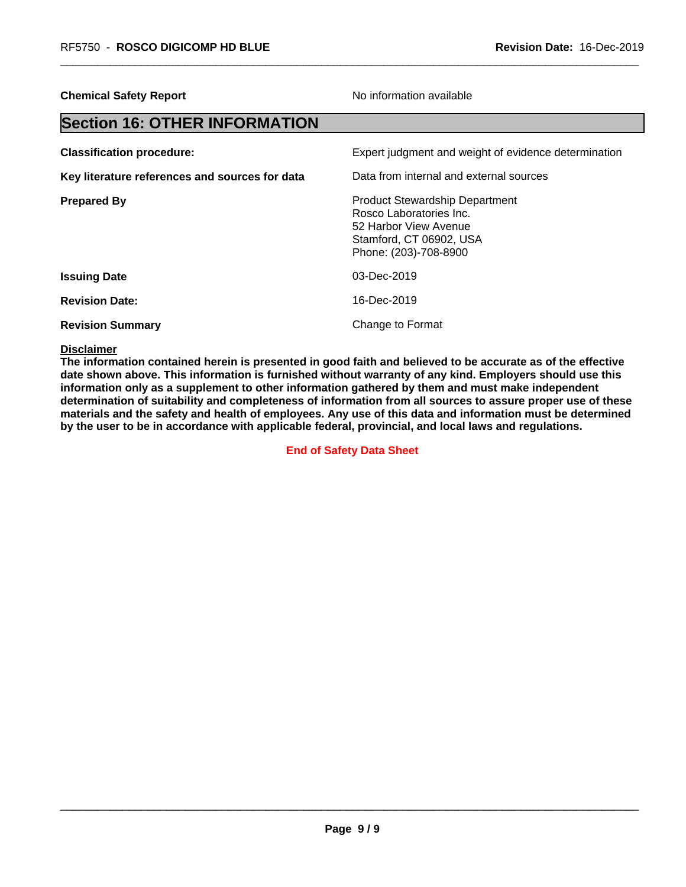**Chemical Safety Report** No information available

## Section 16: OTHER INFORMATION

| | |
|---|---|
| **Classification procedure:** | Expert judgment and weight of evidence determination |
| **Key literature references and sources for data** | Data from internal and external sources |
| **Prepared By** | Product Stewardship Department<br>Rosco Laboratories Inc.<br>52 Harbor View Avenue<br>Stamford, CT 06902, USA<br>Phone: (203)-708-8900 |
| **Issuing Date** | 03-Dec-2019 |
| **Revision Date:** | 16-Dec-2019 |
| **Revision Summary** | Change to Format |

**Disclaimer**

**The information contained herein is presented in good faith and believed to be accurate as of the effective date shown above. This information is furnished without warranty of any kind. Employers should use this information only as a supplement to other information gathered by them and must make independent determination of suitability and completeness of information from all sources to assure proper use of these materials and the safety and health of employees. Any use of this data and information must be determined by the user to be in accordance with applicable federal, provincial, and local laws and regulations.**

**End of Safety Data Sheet**